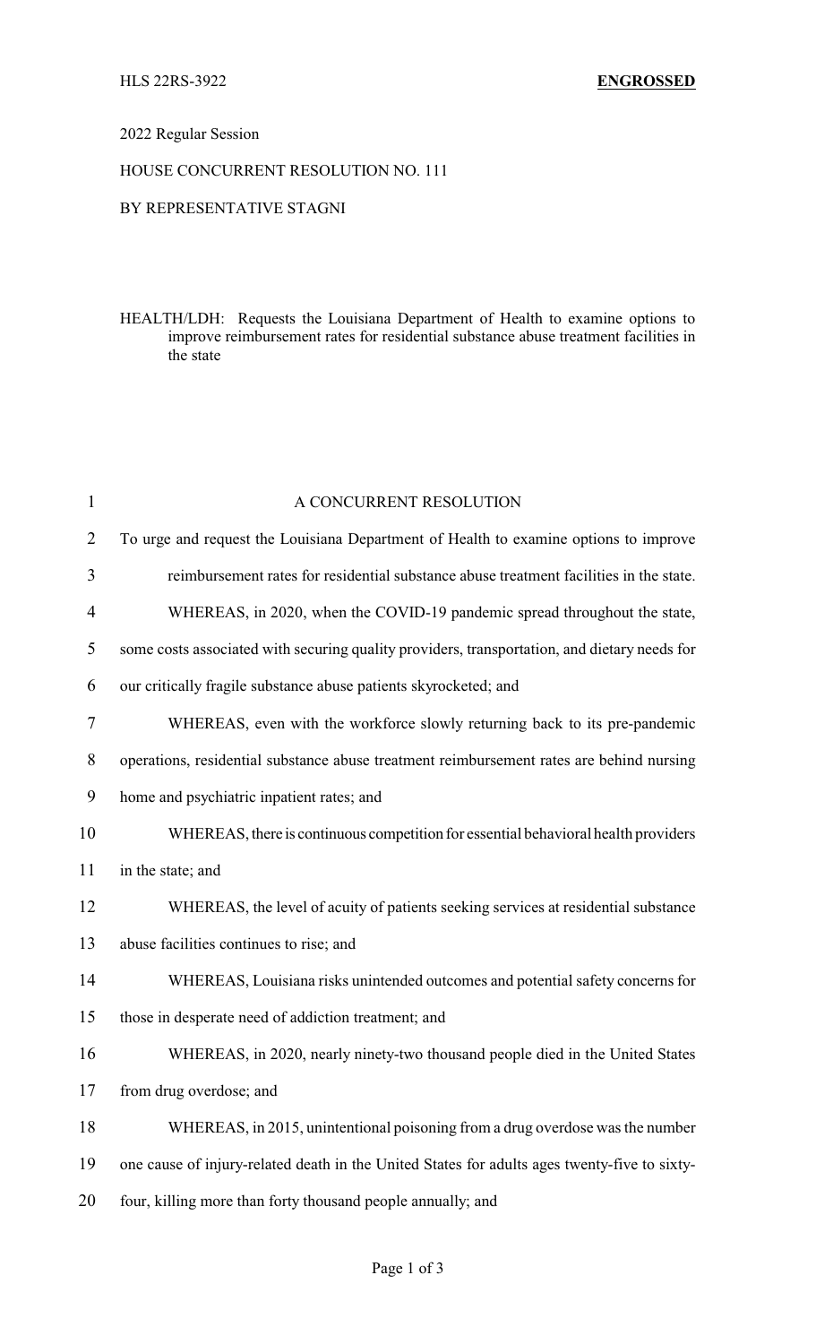HLS 22RS-3922 **ENGROSSED**

2022 Regular Session

HOUSE CONCURRENT RESOLUTION NO. 111

BY REPRESENTATIVE STAGNI

HEALTH/LDH: Requests the Louisiana Department of Health to examine options to improve reimbursement rates for residential substance abuse treatment facilities in the state

A CONCURRENT RESOLUTION

To urge and request the Louisiana Department of Health to examine options to improve reimbursement rates for residential substance abuse treatment facilities in the state.

WHEREAS, in 2020, when the COVID-19 pandemic spread throughout the state, some costs associated with securing quality providers, transportation, and dietary needs for our critically fragile substance abuse patients skyrocketed; and

WHEREAS, even with the workforce slowly returning back to its pre-pandemic operations, residential substance abuse treatment reimbursement rates are behind nursing home and psychiatric inpatient rates; and

WHEREAS, there is continuous competition for essential behavioral health providers in the state; and

WHEREAS, the level of acuity of patients seeking services at residential substance abuse facilities continues to rise; and

WHEREAS, Louisiana risks unintended outcomes and potential safety concerns for those in desperate need of addiction treatment; and

WHEREAS, in 2020, nearly ninety-two thousand people died in the United States from drug overdose; and

WHEREAS, in 2015, unintentional poisoning from a drug overdose was the number one cause of injury-related death in the United States for adults ages twenty-five to sixty-four, killing more than forty thousand people annually; and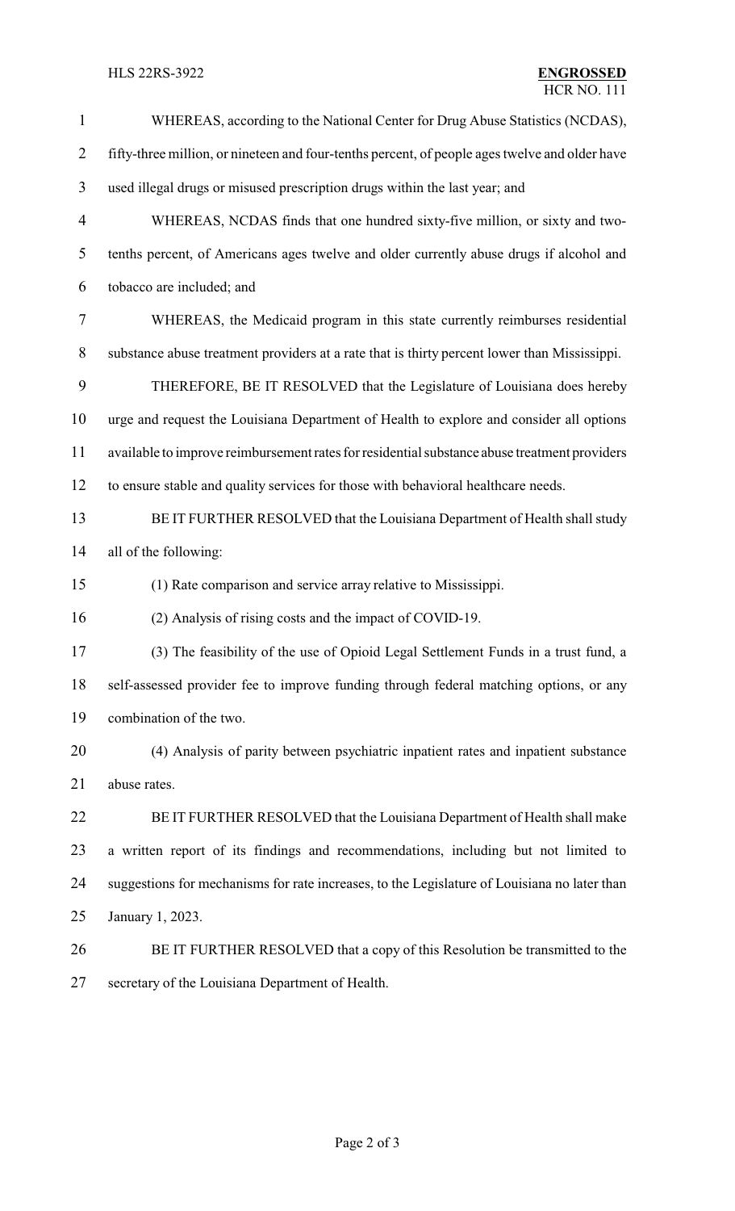WHEREAS, according to the National Center for Drug Abuse Statistics (NCDAS), fifty-three million, or nineteen and four-tenths percent, of people ages twelve and older have used illegal drugs or misused prescription drugs within the last year; and

WHEREAS, NCDAS finds that one hundred sixty-five million, or sixty and two-tenths percent, of Americans ages twelve and older currently abuse drugs if alcohol and tobacco are included; and

WHEREAS, the Medicaid program in this state currently reimburses residential substance abuse treatment providers at a rate that is thirty percent lower than Mississippi.

THEREFORE, BE IT RESOLVED that the Legislature of Louisiana does hereby urge and request the Louisiana Department of Health to explore and consider all options available to improve reimbursement rates for residential substance abuse treatment providers to ensure stable and quality services for those with behavioral healthcare needs.

BE IT FURTHER RESOLVED that the Louisiana Department of Health shall study all of the following:

(1) Rate comparison and service array relative to Mississippi.

(2) Analysis of rising costs and the impact of COVID-19.

(3) The feasibility of the use of Opioid Legal Settlement Funds in a trust fund, a self-assessed provider fee to improve funding through federal matching options, or any combination of the two.

(4) Analysis of parity between psychiatric inpatient rates and inpatient substance abuse rates.

BE IT FURTHER RESOLVED that the Louisiana Department of Health shall make a written report of its findings and recommendations, including but not limited to suggestions for mechanisms for rate increases, to the Legislature of Louisiana no later than January 1, 2023.

BE IT FURTHER RESOLVED that a copy of this Resolution be transmitted to the secretary of the Louisiana Department of Health.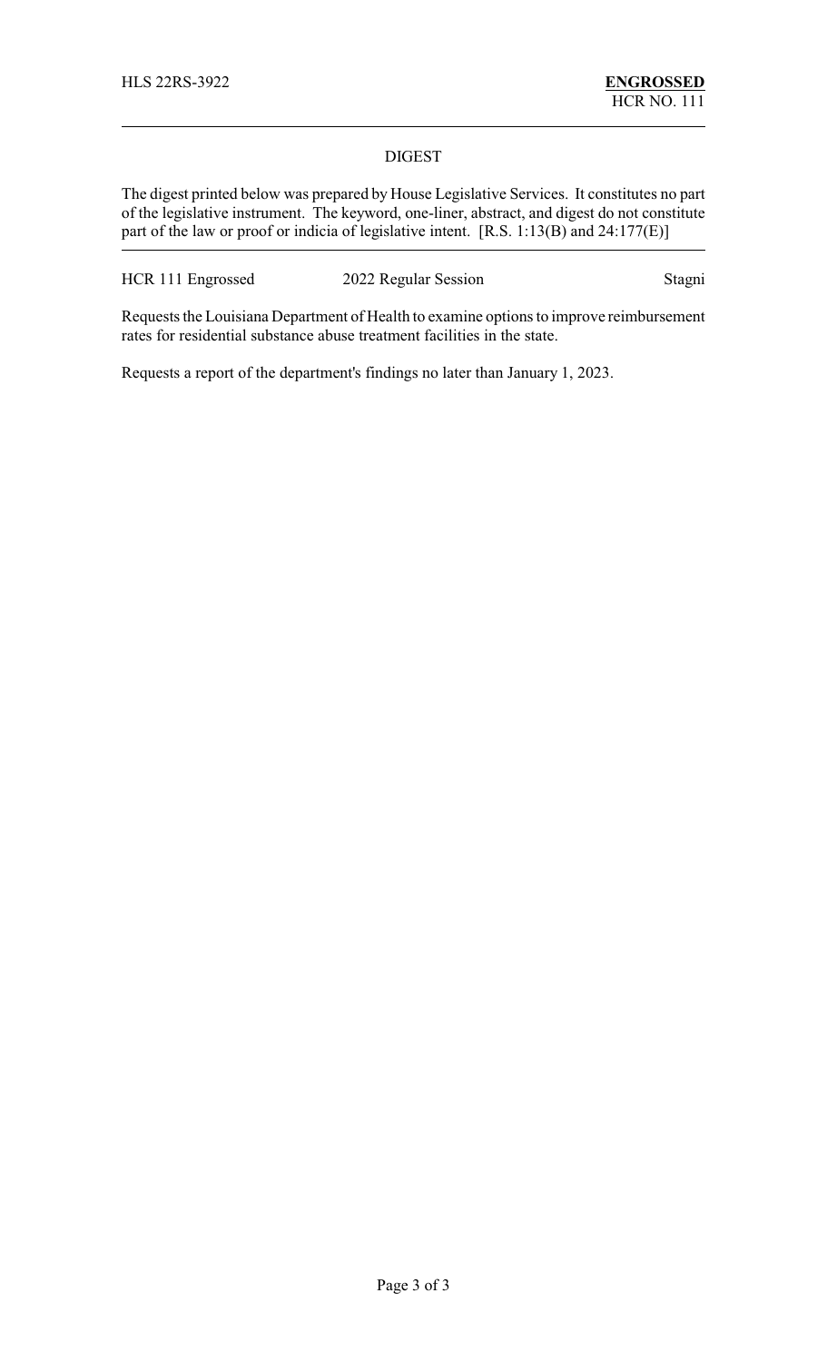## DIGEST

The digest printed below was prepared by House Legislative Services. It constitutes no part of the legislative instrument. The keyword, one-liner, abstract, and digest do not constitute part of the law or proof or indicia of legislative intent. [R.S. 1:13(B) and 24:177(E)]

HCR 111 Engrossed — 2022 Regular Session — Stagni

Requests the Louisiana Department of Health to examine options to improve reimbursement rates for residential substance abuse treatment facilities in the state.

Requests a report of the department's findings no later than January 1, 2023.